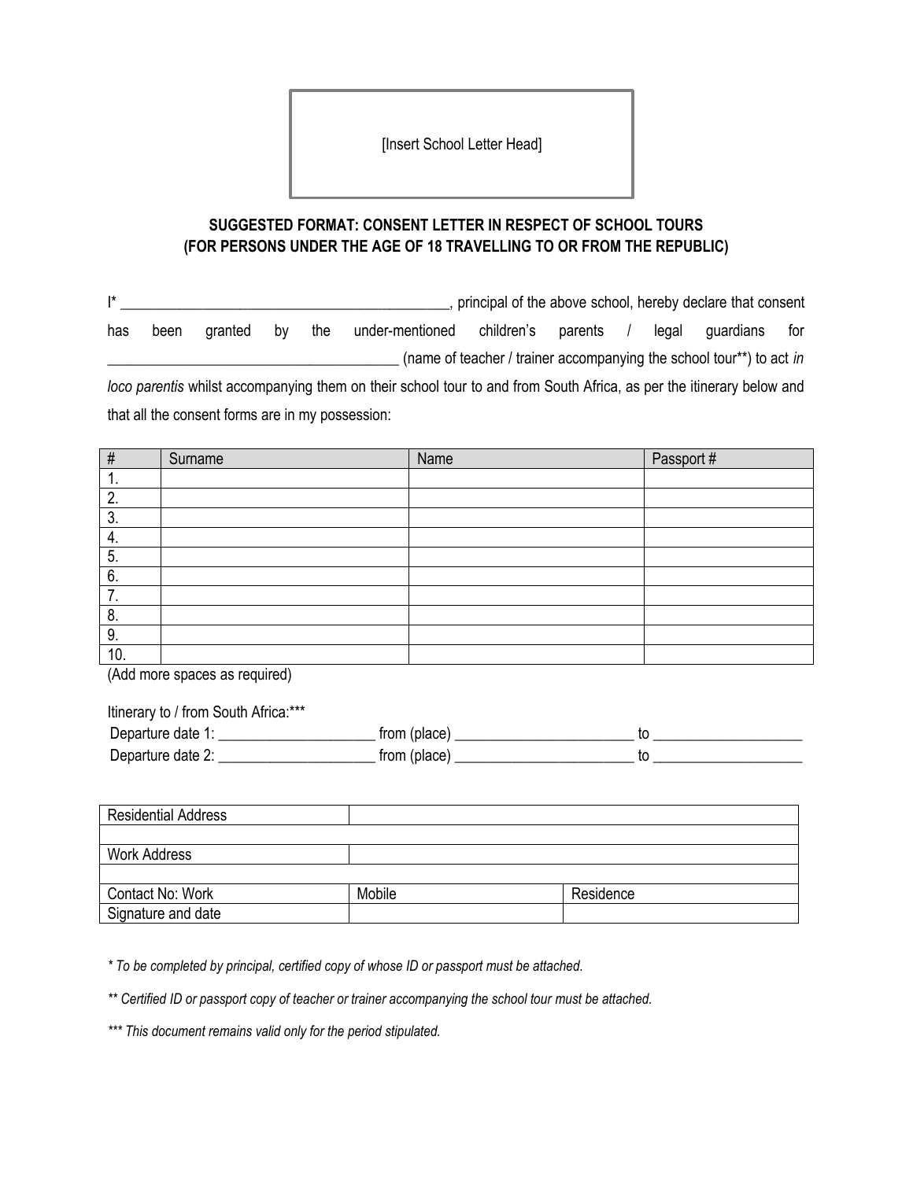[Insert School Letter Head]

**SUGGESTED FORMAT: CONSENT LETTER IN RESPECT OF SCHOOL TOURS (FOR PERSONS UNDER THE AGE OF 18 TRAVELLING TO OR FROM THE REPUBLIC)**

I* _____________________________________________, principal of the above school, hereby declare that consent has been granted by the under-mentioned children's parents / legal guardians for _______________________________________ (name of teacher / trainer accompanying the school tour**) to act *in loco parentis* whilst accompanying them on their school tour to and from South Africa, as per the itinerary below and that all the consent forms are in my possession:

| # | Surname | Name | Passport # |
|---|---|---|---|
| 1. | | | |
| 2. | | | |
| 3. | | | |
| 4. | | | |
| 5. | | | |
| 6. | | | |
| 7. | | | |
| 8. | | | |
| 9. | | | |
| 10. | | | |

(Add more spaces as required)

Itinerary to / from South Africa:***

Departure date 1: _____________________ from (place) ________________________ to ___________________

Departure date 2: _____________________ from (place) ________________________ to ___________________

| Residential Address | | |
|---|---|---|
| | | |
| Work Address | | |
| | | |
| Contact No: Work | Mobile | Residence |
| Signature and date | | |

*\* To be completed by principal, certified copy of whose ID or passport must be attached.*

*\*\* Certified ID or passport copy of teacher or trainer accompanying the school tour must be attached.*

*\*\*\* This document remains valid only for the period stipulated.*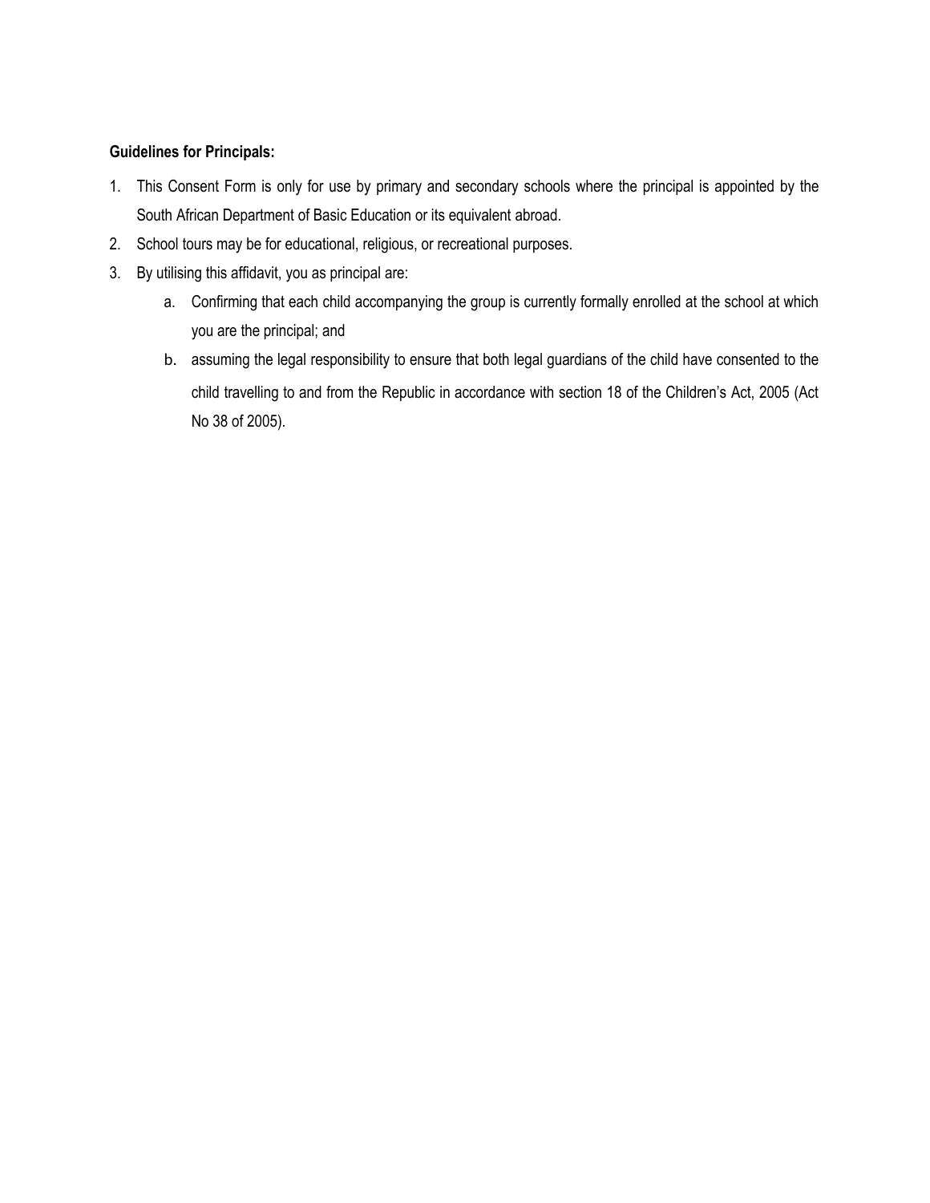**Guidelines for Principals:**

1. This Consent Form is only for use by primary and secondary schools where the principal is appointed by the South African Department of Basic Education or its equivalent abroad.
2. School tours may be for educational, religious, or recreational purposes.
3. By utilising this affidavit, you as principal are:
   a. Confirming that each child accompanying the group is currently formally enrolled at the school at which you are the principal; and
   b. assuming the legal responsibility to ensure that both legal guardians of the child have consented to the child travelling to and from the Republic in accordance with section 18 of the Children's Act, 2005 (Act No 38 of 2005).